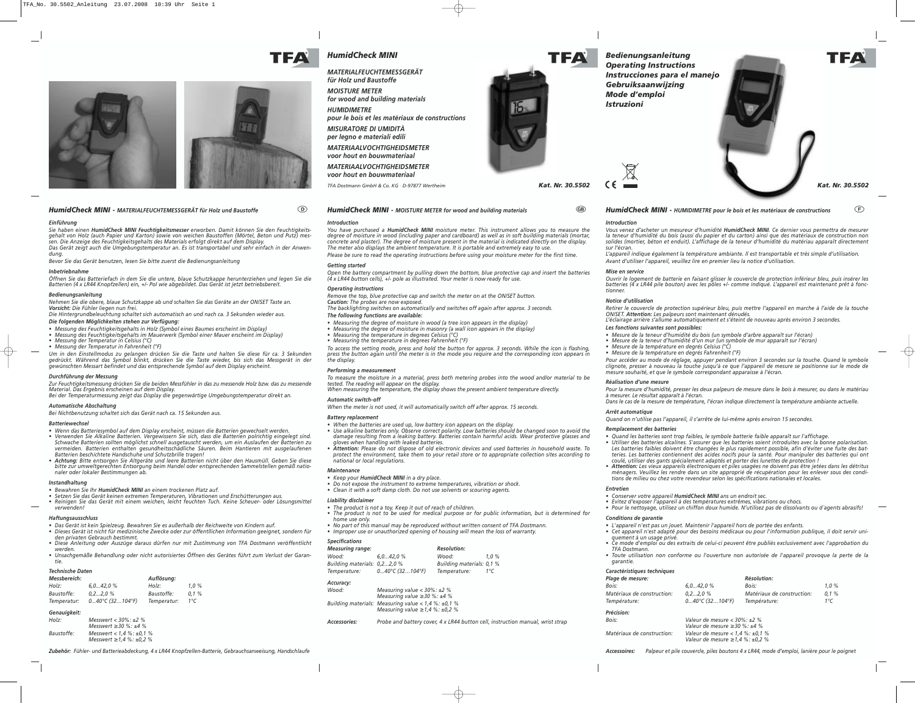# HumidCheck MINI

*MATERIALFEUCHTEMESSGERÄT für Holz und Baustoffe*

*MOISTURE METER for wood and building materials*

*HUMIDIMETRE pour le bois et les matériaux de constructions*

*MISURATORE DI UMIDITÀ per legno e materiali edili*

*MATERIAALVOCHTIGHEIDSMETER voor hout en bouwmateriaal*

*MATERIAALVOCHTIGHEIDSMETER voor hout en bouwmateriaal*

TFA Dostmann GmbH & Co. KG · D-97877 Wertheim

**Kat. Nr. 30.5502**

*Bedienungsanleitung*
*Operating Instructions*
*Instrucciones para el manejo*
*Gebruiksaanwijzing*
*Mode d'emploi*
*Istruzioni*

**Kat. Nr. 30.5502**

## HumidCheck MINI - MATERIALFEUCHTEMESSGERÄT für Holz und Baustoffe (D)

### Einführung

Sie haben einen **HumidCheck MINI Feuchtigkeitsmesser** erworben. Damit können Sie den Feuchtigkeitsgehalt von Holz (auch Papier und Karton) sowie von weichen Baustoffen (Mörtel, Beton und Putz) messen. Die Anzeige des Feuchtigkeitsgehalts des Materials erfolgt direkt auf dem Display.
Das Gerät zeigt auch die Umgebungstemperatur an. Es ist transportabel und sehr einfach in der Anwendung.

Bevor Sie das Gerät benutzen, lesen Sie bitte zuerst die Bedienungsanleitung

### Inbetriebnahme

Öffnen Sie das Batteriefach in dem Sie die untere, blaue Schutzkappe herunterziehen und legen Sie die Batterien (4 x LR44 Knopfzellen) ein, +/- Pol wie abgebildet. Das Gerät ist jetzt betriebsbereit.

### Bedienungsanleitung

Nehmen Sie die obere, blaue Schutzkappe ab und schalten Sie das Geräte an der ON/SET Taste an.
*Vorsicht:* Die Fühler liegen nun frei.
Die Hintergrundbeleuchtung schaltet sich automatisch an und nach ca. 3 Sekunden wieder aus.

**Die folgenden Möglichkeiten stehen zur Verfügung:**

- Messung des Feuchtigkeitsgehalts in Holz (Symbol eines Baumes erscheint im Display)
- Messung des Feuchtigkeitsgehalts im Mauerwerk (Symbol einer Mauer erscheint im Display)
- Messung der Temperatur in Celsius (°C)
- Messung der Temperatur in Fahrenheit (°F)

Um in den Einstellmodus zu gelangen drücken Sie die Taste und halten Sie diese für ca. 3 Sekunden gedrückt. Während das Symbol blinkt, drücken Sie die Taste wieder, bis sich das Messgerät in der gewünschten Messart befindet und das entsprechende Symbol auf dem Display erscheint.

### Durchführung der Messung

Zur Feuchtigkeitsmessung drücken Sie die beiden Messfühler in das zu messende Holz bzw. das zu messende Material. Das Ergebnis erscheinen auf dem Display.
Bei der Temperaturmessung zeigt das Display die gegenwärtige Umgebungstemperatur direkt an.

### Automatische Abschaltung

Bei Nichtbenutzung schaltet sich das Gerät nach ca. 15 Sekunden aus.

### Batteriewechsel

- Wenn das Batteriesymbol auf dem Display erscheint, müssen die Batterien gewechselt werden.
- Verwenden Sie Alkaline Batterien. Vergewissern Sie sich, dass die Batterien polrichtig eingelegt sind. Schwache Batterien sollten möglichst schnell ausgetauscht werden, um ein Auslaufen der Batterien zu vermeiden. Batterien enthalten gesundheitsschädliche Säuren. Beim Hantieren mit ausgelaufenen Batterien beschichtete Handschuhe und Schutzbrille tragen!
- *Achtung:* Bitte entsorgen Sie Altgeräte und leere Batterien nicht über den Hausmüll. Geben Sie diese bitte zur umweltgerechten Entsorgung beim Handel oder entsprechenden Sammelstellen gemäß nationaler oder lokaler Bestimmungen ab.

### Instandhaltung

- Bewahren Sie Ihr **HumidCheck MINI** an einem trockenen Platz auf.
- Setzen Sie das Gerät keinen extremen Temperaturen, Vibrationen und Erschütterungen aus.
- Reinigen Sie das Gerät mit einem weichen, leicht feuchten Tuch. Keine Scheuer- oder Lösungsmittel verwenden!

### Haftungsausschluss

- Das Gerät ist kein Spielzeug. Bewahren Sie es außerhalb der Reichweite von Kindern auf.
- Dieses Gerät ist nicht für medizinische Zwecke oder zur öffentlichen Information geeignet, sondern für den privaten Gebrauch bestimmt.
- Diese Anleitung oder Auszüge daraus dürfen nur mit Zustimmung von TFA Dostmann veröffentlicht werden.
- Unsachgemäße Behandlung oder nicht autorisiertes Öffnen des Gerätes führt zum Verlust der Garantie.

### Technische Daten

| *Messbereich:* | | *Auflösung:* | |
|---|---|---|---|
| Holz: | 6,0...42,0 % | Holz: | 1,0 % |
| Baustoffe: | 0,2...2,0 % | Baustoffe: | 0,1 % |
| Temperatur: | 0...40°C (32...104°F) | Temperatur: | 1°C |

*Genauigkeit:*

| | |
|---|---|
| Holz: | Messwert < 30%: ±2 %<br>Messwert ≥30 %: ±4 % |
| Baustoffe: | Messwert < 1,4 %: ±0,1 %<br>Messwert ≥1,4 %: ±0,2 % |

*Zubehör:* Fühler- und Batterieabdeckung, 4 x LR44 Knopfzellen-Batterie, Gebrauchsanweisung, Handschlaufe

## HumidCheck MINI - MOISTURE METER for wood and building materials (GB)

### Introduction

You have purchased a **HumidCheck MINI** moisture meter. This instrument allows you to measure the degree of moisture in wood (including paper and cardboard) as well as in soft building materials (mortar, concrete and plaster). The degree of moisture present in the material is indicated directly on the display.
The meter also displays the ambient temperature. It is portable and extremely easy to use.
Please be sure to read the operating instructions before using your moisture meter for the first time.

### Getting started

Open the battery compartment by pulling down the bottom, blue protective cap and insert the batteries (4 x LR44 button cells), +/- pole as illustrated. Your meter is now ready for use.

### Operating instructions

Remove the top, blue protective cap and switch the meter on at the ON/SET button.
*Caution:* The probes are now exposed.
The backlighting switches on automatically and switches off again after approx. 3 seconds.

**The following functions are available:**

- Measuring the degree of moisture in wood (a tree icon appears in the display)
- Measuring the degree of moisture in masonry (a wall icon appears in the display)
- Measuring the temperature in degrees Celsius (°C)
- Measuring the temperature in degrees Fahrenheit (°F)

To access the setting mode, press and hold the button for approx. 3 seconds. While the icon is flashing, press the button again until the meter is in the mode you require and the corresponding icon appears in the display.

### Performing a measurement

To measure the moisture in a material, press both metering probes into the wood and/or material to be tested. The reading will appear on the display.
When measuring the temperature, the display shows the present ambient temperature directly.

### Automatic switch-off

When the meter is not used, it will automatically switch off after approx. 15 seconds.

### Battery replacement

- When the batteries are used up, low battery icon appears on the display.
- Use alkaline batteries only. Observe correct polarity. Low batteries should be changed soon to avoid the damage resulting from a leaking battery. Batteries contain harmful acids. Wear protective glasses and gloves when handling with leaked batteries.
- *Attention:* Please do not dispose of old electronic devices and used batteries in household waste. To protect the environment, take them to your retail store or to appropriate collection sites according to national or local regulations.

### Maintenance

- Keep your **HumidCheck MINI** in a dry place.
- Do not expose the instrument to extreme temperatures, vibration or shock.
- Clean it with a soft damp cloth. Do not use solvents or scouring agents.

### Liability disclaimer

- The product is not a toy. Keep it out of reach of children.
- The product is not to be used for medical purpose or for public information, but is determined for home use only.
- No part of this manual may be reproduced without written consent of TFA Dostmann.
- Improper use or unauthorized opening of housing will mean the loss of warranty.

### Specifications

| *Measuring range:* | | *Resolution:* | |
|---|---|---|---|
| Wood: | 6,0...42,0 % | Wood: | 1,0 % |
| Building materials: | 0,2...2,0 % | Building materials: | 0,1 % |
| Temperature: | 0...40°C (32...104°F) | Temperature: | 1°C |

*Accuracy:*

| | |
|---|---|
| Wood: | Measuring value < 30%: ±2 %<br>Measuring value ≥30 %: ±4 % |
| Building materials: | Measuring value < 1,4 %: ±0,1 %<br>Measuring value ≥1,4 %: ±0,2 % |

*Accessories:* Probe and battery cover, 4 x LR44 button cell, instruction manual, wrist strap

## HumidCheck MINI - HUMIDIMETRE pour le bois et les matériaux de constructions (F)

### Introduction

Vous venez d'acheter un humidimètre d'humidité **HumidCheck MINI**. Ce dernier vous permettra de mesurer la teneur d'humidité du bois (aussi du papier et du carton) ainsi que des matériaux de construction non solides (mortier, béton et enduit). L'affichage de la teneur d'humidité du matériau apparaît directement sur l'écran.
L'appareil indique également la température ambiante. Il est transportable et très simple d'utilisation.
Avant d'utiliser l'appareil, veuillez lire en premier lieu la notice d'utilisation.

### Mise en service

Ouvrir le logement de batterie en faisant glisser le couvercle de protection inférieur bleu, puis insérer les batteries (4 x LR44 pile bouton) avec les pôles +/- comme indiqué. L'appareil est maintenant prêt à fonctionner.

### Notice d'utilisation

Retirer le couvercle de protection supérieur bleu, puis mettre l'appareil en marche à l'aide de la touche ON/SET. *Attention:* Les palpeurs sont maintenant dénudés.
L'éclairage arrière s'allume automatiquement et s'éteint de nouveau après environ 3 secondes.

**Les fonctions suivantes sont possibles:**

- Mesure de la teneur d'humidité du bois (un symbole d'arbre apparaît sur l'écran)
- Mesure de la teneur d'humidité d'un mur (un symbole de mur apparaît sur l'écran)
- Mesure de la température en degrés Celsius (°C)
- Mesure de la température en degrés Fahrenheit (°F)

Pour accéder au mode de réglage, appuyer pendant environ 3 secondes sur la touche. Quand le symbole clignote, presser à nouveau la touche jusqu'à ce que l'appareil de mesure se positionne sur le mode de mesure souhaité, et que le symbole correspondant apparaisse à l'écran.

### Réalisation d'une mesure

Pour la mesure d'humidité, presser les deux palpeurs de mesure dans le bois à mesurer, ou dans le matériau à mesurer. Le résultat apparaît à l'écran.
Dans le cas de la mesure de température, l'écran indique directement la température ambiante actuelle.

### Arrêt automatique

Quand on n'utilise pas l'appareil, il s'arrête de lui-même après environ 15 secondes.

### Remplacement des batteries

- Quand les batteries sont trop faibles, le symbole batterie faible apparaît sur l'affichage.
- Utiliser des batteries alcalines. S'assurer que les batteries soient introduites avec la bonne polarisation. Les batteries faibles doivent être changées le plus rapidement possible, afin d'éviter une fuite des batteries. Les batteries contiennent des acides nocifs pour la santé. Pour manipuler des batteries qui ont coulé, utiliser des gants spécialement adaptés et porter des lunettes de protection !
- *Attention:* Les vieux appareils électroniques et piles usagées ne doivent pas être jetées dans les détritus ménagers. Veuillez les rendre dans un site approprié de récupération pour les enlever sous des conditions de milieu ou chez votre revendeur selon les spécifications nationales et locales.

### Entretien

- Conserver votre appareil **HumidCheck MINI** ans un endroit sec.
- Évitez d'exposer l'appareil à des températures extrêmes, vibrations ou chocs.
- Pour le nettoyage, utilisez un chiffon doux humide. N'utilisez pas de dissolvants ou d'agents abrasifs!

### Conditions de garantie

- L'appareil n'est pas un jouet. Maintenir l'appareil hors de portée des enfants.
- Cet appareil n'est adapté pour des besoins médicaux ou pour l'information publique, il doit servir uniquement à un usage privé.
- Ce mode d'emploi ou des extraits de celui-ci peuvent être publiés exclusivement avec l'approbation du TFA Dostmann.
- Toute utilisation non conforme ou l'ouverture non autorisée de l'appareil provoque la perte de la garantie.

### Caractéristiques techniques

| *Plage de mesure:* | | *Résolution:* | |
|---|---|---|---|
| Bois: | 6,0...42,0 % | Bois: | 1,0 % |
| Matériaux de construction: | 0,2...2,0 % | Matériaux de construction: | 0,1 % |
| Température: | 0...40°C (32...104°F) | Température: | 1°C |

*Précision:*

| | |
|---|---|
| Bois: | Valeur de mesure < 30%: ±2 %<br>Valeur de mesure ≥30 %: ±4 % |
| Matériaux de construction: | Valeur de mesure < 1,4 %: ±0,1 %<br>Valeur de mesure ≥1,4 %: ±0,2 % |

*Accessoires:* Palpeur et pile couvercle, piles boutons 4 x LR44, mode d'emploi, lanière pour le poignet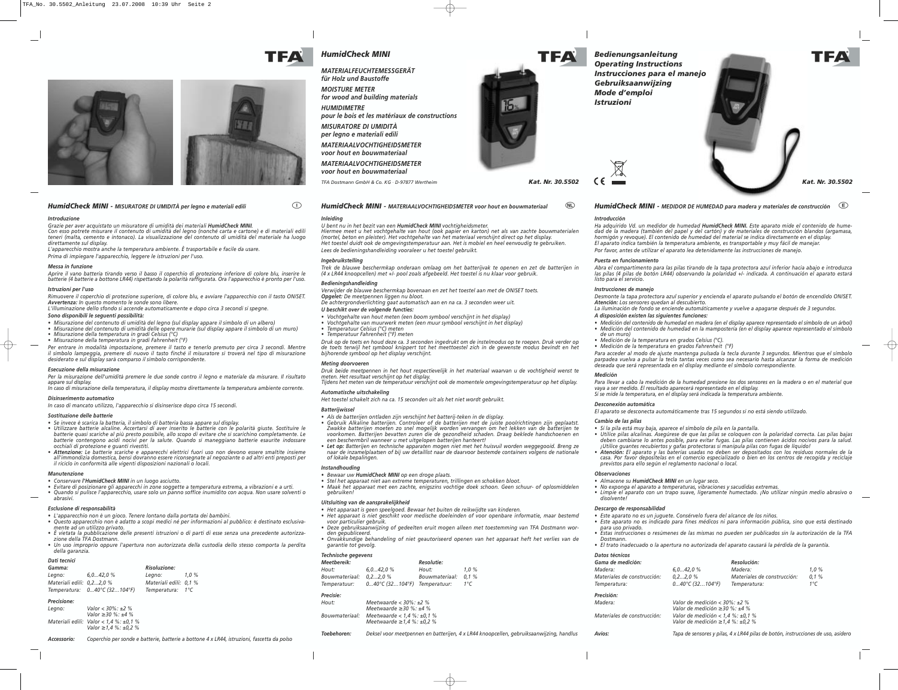HumidCheck MINI

*MATERIALFEUCHTEMESSGERÄT für Holz und Baustoffe*

*MOISTURE METER for wood and building materials*

*HUMIDIMETRE pour le bois et les matériaux de constructions*

*MISURATORE DI UMIDITÀ per legno e materiali edili*

*MATERIAALVOCHTIGHEIDSMETER voor hout en bouwmateriaal*

*MATERIAALVOCHTIGHEIDSMETER voor hout en bouwmateriaal*

TFA Dostmann GmbH & Co. KG · D-97877 Wertheim

**Kat. Nr. 30.5502**

*Bedienungsanleitung*
*Operating Instructions*
*Instrucciones para el manejo*
*Gebruiksaanwijzing*
*Mode d'emploi*
*Istruzioni*

**Kat. Nr. 30.5502**

## HumidCheck MINI - MISURATORE DI UMIDITÀ per legno e materiali edili (I)

### Introduzione

Grazie per aver acquistato un misuratore di umidità dei materiali **HumidCheck MINI**.
Con esso potrete misurare il contenuto di umidità del legno (nonché carta e cartone) e di materiali edili teneri (malta, cemento e intonaco). La visualizzazione del contenuto di umidità del materiale ha luogo direttamente sul display.
L'apparecchio mostra anche la temperatura ambiente. È trasportabile e facile da usare.
Prima di impiegare l'apparecchio, leggere le istruzioni per l'uso.

### Messa in funzione

Aprire il vano batteria tirando verso il basso il coperchio di protezione inferiore di colore blu, inserire le batterie (4 batterie a bottone LR44) rispettando la polarità raffigurata. Ora l'apparecchio è pronto per l'uso.

### Istruzioni per l'uso

Rimuovere il coperchio di protezione superiore, di colore blu, e avviare l'apparecchio con il tasto ON/SET.
**Avvertenza:** In questo momento le sonde sono libere.
L'illuminazione dello sfondo si accende automaticamente e dopo circa 3 secondi si spegne.

**Sono disponibili le seguenti possibilità:**

- Misurazione del contenuto di umidità del legno (sul display appare il simbolo di un albero)
- Misurazione del contenuto di umidità delle opere murarie (sul display appare il simbolo di un muro)
- Misurazione della temperatura in gradi Celsius (°C)
- Misurazione della temperatura in gradi Fahrenheit (°F)

Per entrare in modalità impostazione, premere il tasto e tenerlo premuto per circa 3 secondi. Mentre il simbolo lampeggia, premere di nuovo il tasto finché il misuratore si troverà nel tipo di misurazione desiderato e sul display sarà comparso il simbolo corrispondente.

### Esecuzione della misurazione

Per la misurazione dell'umidità premere le due sonde contro il legno e materiale da misurare. Il risultato appare sul display.
In caso di misurazione della temperatura, il display mostra direttamente la temperatura ambiente corrente.

### Disinserimento automatico

In caso di mancato utilizzo, l'apparecchio si disinserisce dopo circa 15 secondi.

### Sostituzione delle batterie

- Se invece è scarica la batteria, il simbolo di batteria bassa appare sul display.
- Utilizzare batterie alcaline. Accertarsi di aver inserito le batterie con le polarità giuste. Sostituire le batterie quasi scariche al più presto possibile, allo scopo di evitare che si scarichino completamente. Le batterie contengono acidi nocivi per la salute. Quando si maneggiano batterie esaurite indossare occhiali di protezione e guanti rivestiti.
- **Attenzione:** Le batterie scariche e apparecchi elettrici fuori uso non devono essere smaltite insieme all'immondizia domestica, bensì dovranno essere riconsegnate al negoziante o ad altri enti preposti per il riciclo in conformità alle vigenti disposizioni nazionali o locali.

### Manutenzione

- Conservare l'**HumidCheck MINI** in un luogo asciutto.
- Evitare di posizionare gli apparecchi in zone soggette a temperatura estrema, a vibrazioni e a urti.
- Quando si pulisce l'apparecchio, usare solo un panno soffice inumidito con acqua. Non usare solventi o abrasivi.

### Esclusione di responsabilità

- L'apparecchio non è un gioco. Tenere lontano dalla portata dei bambini.
- Questo apparecchio non è adatto a scopi medici né per informazioni al pubblico: è destinato esclusivamente ad un utilizzo privato.
- È vietata la pubblicazione delle presenti istruzioni o di parti di esse senza una precedente autorizzazione della TFA Dostmann.
- Un uso improprio oppure l'apertura non autorizzata della custodia dello stesso comporta la perdita della garanzia.

### Dati tecnici

| Gamma: | | Risoluzione: | |
|---|---|---|---|
| Legno: | 6,0...42,0 % | Legno: | 1,0 % |
| Materiali edili: | 0,2...2,0 % | Materiali edili: | 0,1 % |
| Temperatura: | 0...40°C (32...104°F) | Temperatura: | 1°C |

**Precisione:**

| | |
|---|---|
| Legno: | Valor < 30%: ±2 % <br> Valor ≥30 %: ±4 % |
| Materiali edili: | Valor < 1,4 %: ±0,1 % <br> Valor ≥1,4 %: ±0,2 % |

**Accessorio:** Coperchio per sonde e batterie, batterie a bottone 4 x LR44, istruzioni, fascetta da polso

## HumidCheck MINI - MATERIAALVOCHTIGHEIDSMETER voor hout en bouwmateriaal (NL)

### Inleiding

U bent nu in het bezit van een **HumidCheck MINI** vochtigheidsmeter.
Hiermee meet u het vochtgehalte van hout (ook papier en karton) net als van zachte bouwmaterialen (mortel, beton en pleister). Het vochtgehalte van het materiaal verschijnt direct op het display.
Het toestel duidt ook de omgevingstemperatuur aan. Het is mobiel en heel eenvoudig te gebruiken.
Lees de bedieningshandleiding vooraleer u het toestel gebruikt.

### Ingebruikstelling

Trek de blauwe beschermkap onderaan omlaag om het batterijvak te openen en zet de batterijen in (4 x LR44 knoopcellen) met +/- pool zoals afgebeeld. Het toestel is nu klaar voor gebruik.

### Bedieningshandleiding

Verwijder de blauwe beschermkap bovenaan en zet het toestel aan met de ON/SET toets.
**Opgelet:** De meetpennen liggen nu bloot.
De achtergrondverlichting gaat automatisch aan en na ca. 3 seconden weer uit.

**U beschikt over de volgende functies:**

- Vochtgehalte van hout meten (een boom symbool verschijnt in het display)
- Vochtgehalte van muurwerk meten (een muur symbool verschijnt in het display)
- Temperatuur Celsius (°C) meten
- Temperatuur Fahrenheit (°F) meten

Druk op de toets en houd deze ca. 3 seconden ingedrukt om de instelmodus op te roepen. Druk verder op de toets terwijl het symbool knippert tot het meettoestel zich in de gewenste modus bevindt en het bijhorende symbool op het display verschijnt.

### Meting doorvoeren

Druk beide meetpennen in het hout respectievelijk in het materiaal waarvan u de vochtigheid wenst te meten. Het resultaat verschijnt op het display.
Tijdens het meten van de temperatuur verschijnt ook de momentele omgevingstemperatuur op het display.

### Automatische uitschakeling

Het toestel schakelt zich na ca. 15 seconden uit als het niet wordt gebruikt.

### Batterijwissel

- Als de batterijen ontladen zijn verschijnt het batterij-teken in de display.
- Gebruik Alkaline batterijen. Controleer of de batterijen met de juiste poolrichtingen zijn geplaatst. Zwakke batterijen moeten zo snel mogelijk worden vervangen om het lekken van de batterijen te voorkomen. Batterijen bevatten zuren die de gezondheid schaden. Draag beklede handschoenen en een beschermbril wanneer u met uitgelopen batterijen hanteert!
- **Let op:** Batterijen en technische apparaten mogen niet met het huisvuil worden weggegooid. Breng ze naar de inzamelplaatsen of bij uw detaillist naar de daarvoor bestemde containers volgens de nationale of lokale bepalingen.

### Instandhouding

- Bewaar uw **HumidCheck MINI** op een droge plaats.
- Stel het apparaat niet aan extreme temperaturen, trillingen en schokken bloot.
- Maak het apparaat met een zachte, enigszins vochtige doek schoon. Geen schuur- of oplosmiddelen gebruiken!

### Uitsluiting van de aansprakelijkheid

- Het apparaat is geen speelgoed. Bewaar het buiten de reikwijdte van kinderen.
- Het apparaat is niet geschikt voor medische doeleinden of voor openbare informatie, maar bestemd voor particulier gebruik.
- Deze gebruiksaanwijzing of gedeelten eruit mogen alleen met toestemming van TFA Dostmann worden gepubliceerd.
- Onvakkundige behandeling of niet geautoriseerd openen van het apparaat heft het verlies van de garantie tot gevolg.

### Technische gegevens

| Meetbereik: | | Resolutie: | |
|---|---|---|---|
| Hout: | 6,0...42,0 % | Hout: | 1,0 % |
| Bouwmateriaal: | 0,2...2,0 % | Bouwmateriaal: | 0,1 % |
| Temperatuur: | 0...40°C (32...104°F) | Temperatuur: | 1°C |

**Precisie:**

| | |
|---|---|
| Hout: | Meetwaarde < 30%: ±2 % <br> Meetwaarde ≥30 %: ±4 % |
| Bouwmateriaal: | Meetwaarde < 1,4 %: ±0,1 % <br> Meetwaarde ≥1,4 %: ±0,2 % |

**Toebehoren:** Deksel voor meetpennen en batterijen, 4 x LR44 knoopcellen, gebruiksaanwijzing, handlus

## HumidCheck MINI - MEDIDOR DE HUMEDAD para madera y materiales de construcción (E)

### Introducción

Ha adquirido Vd. un medidor de humedad **HumidCheck MINI.** Este aparato mide el contenido de humedad de la madera (también del papel y del cartón) y de materiales de construcción blandos (argamasa, hormigón y revoque). El contenido de humedad del material se indica directamente en el display.
El aparato indica también la temperatura ambiente, es transportable y muy fácil de manejar.
Por favor, antes de utilizar el aparato lea detenidamente las instrucciones de manejo.

### Puesta en funcionamiento

Abra el compartimento para las pilas tirando de la tapa protectora azul inferior hacia abajo e introduzca las pilas (4 pilas de botón LR44) observando la polaridad +/- indicada. A continuación el aparato estará listo para el servicio.

### Instrucciones de manejo

Desmonte la tapa protectora azul superior y encienda el aparato pulsando el botón de encendido ON/SET.
**Atención:** Los sensores quedan al descubierto.
La iluminación de fondo se enciende automáticamente y vuelve a apagarse después de 3 segundos.

**A disposición existen las siguientes funciones:**

- Medición del contenido de humedad en madera (en el display aparece representado el símbolo de un árbol)
- Medición del contenido de humedad en la mampostería (en el display aparece representado el símbolo de un muro)
- Medición de la temperatura en grados Celsius (°C).
- Medición de la temperatura en grados Fahrenheit (°F)

Para acceder al modo de ajuste mantenga pulsada la tecla durante 3 segundos. Mientras que el símbolo parpadea vuelva a pulsar la tecla tantas veces como sea necesario hasta alcanzar la forma de medición deseada que será representada en el display mediante el símbolo correspondiente.

### Medición

Para llevar a cabo la medición de la humedad presione los dos sensores en la madera o en el material que vaya a ser medido. El resultado aparecerá representado en el display.
Si se mide la temperatura, en el display será indicada la temperatura ambiente.

### Desconexión automática

El aparato se desconecta automáticamente tras 15 segundos si no está siendo utilizado.

### Cambio de las pilas

- Si la pila está muy baja, aparece el símbolo de pila en la pantalla.
- Utilice pilas alcalinas. Asegúrese de que las pilas se coloquen con la polaridad correcta. Las pilas bajas deben cambiarse lo antes posible, para evitar fugas. Las pilas contienen ácidos nocivos para la salud. ¡Utilice guantes recubiertos y gafas protectoras si manipula pilas con fugas de líquido!
- **Atención:** El aparato y las baterías usadas no deben ser depositados con los residuos normales de la casa. Por favor deposítelas en el comercio especializado o bien en los centros de recogida y reciclaje previstos para ello según el reglamento nacional o local.

### Observaciones

- Almacene su **HumidCheck MINI** en un lugar seco.
- No exponga el aparato a temperaturas, vibraciones y sacudidas extremas.
- Limpie el aparato con un trapo suave, ligeramente humectado. ¡No utilizar ningún medio abrasivo o disolvente!

### Descargo de responsabilidad

- Este aparato no es un juguete. Consérvelo fuera del alcance de los niños.
- Este aparato no es indicado para fines médicos ni para información pública, sino que está destinado para uso privado.
- Estas instrucciones o resúmenes de las mismas no pueden ser publicados sin la autorización de la TFA Dostmann.
- El trato inadecuado o la apertura no autorizada del aparato causará la pérdida de la garantía.

### Datos técnicos

| Gama de medición: | | Resolución: | |
|---|---|---|---|
| Madera: | 6,0...42,0 % | Madera: | 1,0 % |
| Materiales de construcción: | 0,2...2,0 % | Materiales de construcción: | 0,1 % |
| Temperatura: | 0...40°C (32...104°F) | Temperatura: | 1°C |

**Precisión:**

| | |
|---|---|
| Madera: | Valor de medición < 30%: ±2 % <br> Valor de medición ≥30 %: ±4 % |
| Materiales de construcción: | Valor de medición < 1,4 %: ±0,1 % <br> Valor de medición ≥1,4 %: ±0,2 % |

**Avíos:** Tapa de sensores y pilas, 4 x LR44 pilas de botón, instrucciones de uso, asidero